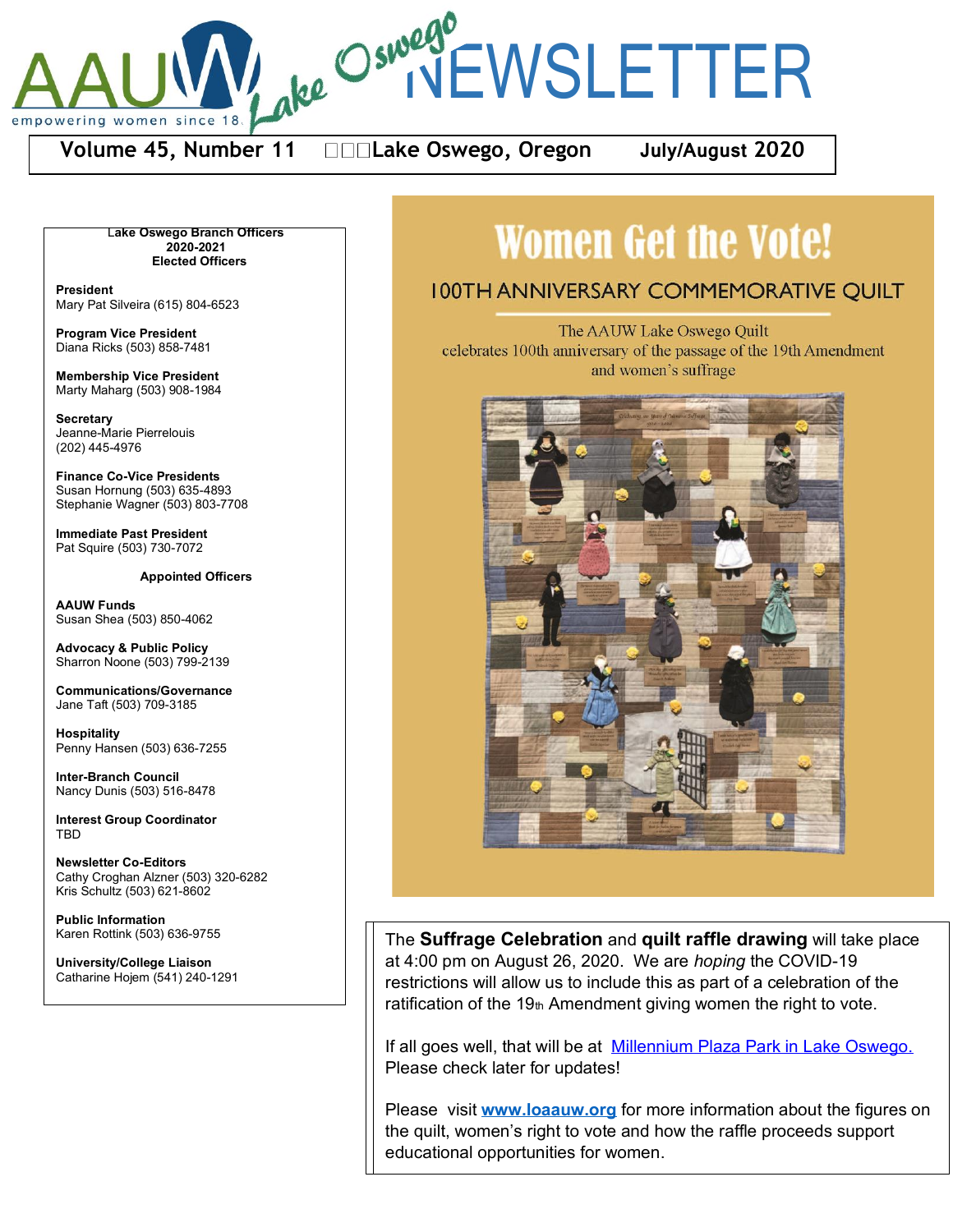# AAUW Lake Oswego NEWSLETTER

empowering women since 1881

**Volume 45, Number 11 Lake Oswego, Oregon July/August 2020**

**Lake Oswego Branch Officers**
**2020-2021**
**Elected Officers**

**President**
Mary Pat Silveira (615) 804-6523

**Program Vice President**
Diana Ricks (503) 858-7481

**Membership Vice President**
Marty Maharg (503) 908-1984

**Secretary**
Jeanne-Marie Pierrelouis
(202) 445-4976

**Finance Co-Vice Presidents**
Susan Hornung (503) 635-4893
Stephanie Wagner (503) 803-7708

**Immediate Past President**
Pat Squire (503) 730-7072

**Appointed Officers**

**AAUW Funds**
Susan Shea (503) 850-4062

**Advocacy & Public Policy**
Sharron Noone (503) 799-2139

**Communications/Governance**
Jane Taft (503) 709-3185

**Hospitality**
Penny Hansen (503) 636-7255

**Inter-Branch Council**
Nancy Dunis (503) 516-8478

**Interest Group Coordinator**
TBD

**Newsletter Co-Editors**
Cathy Croghan Alzner (503) 320-6282
Kris Schultz (503) 621-8602

**Public Information**
Karen Rottink (503) 636-9755

**University/College Liaison**
Catharine Hojem (541) 240-1291

## Women Get the Vote!

### 100TH ANNIVERSARY COMMEMORATIVE QUILT

The AAUW Lake Oswego Quilt celebrates 100th anniversary of the passage of the 19th Amendment and women's suffrage

The **Suffrage Celebration** and **quilt raffle drawing** will take place at 4:00 pm on August 26, 2020. We are *hoping* the COVID-19 restrictions will allow us to include this as part of a celebration of the ratification of the 19th Amendment giving women the right to vote.

If all goes well, that will be at Millennium Plaza Park in Lake Oswego. Please check later for updates!

Please visit **www.loaauw.org** for more information about the figures on the quilt, women's right to vote and how the raffle proceeds support educational opportunities for women.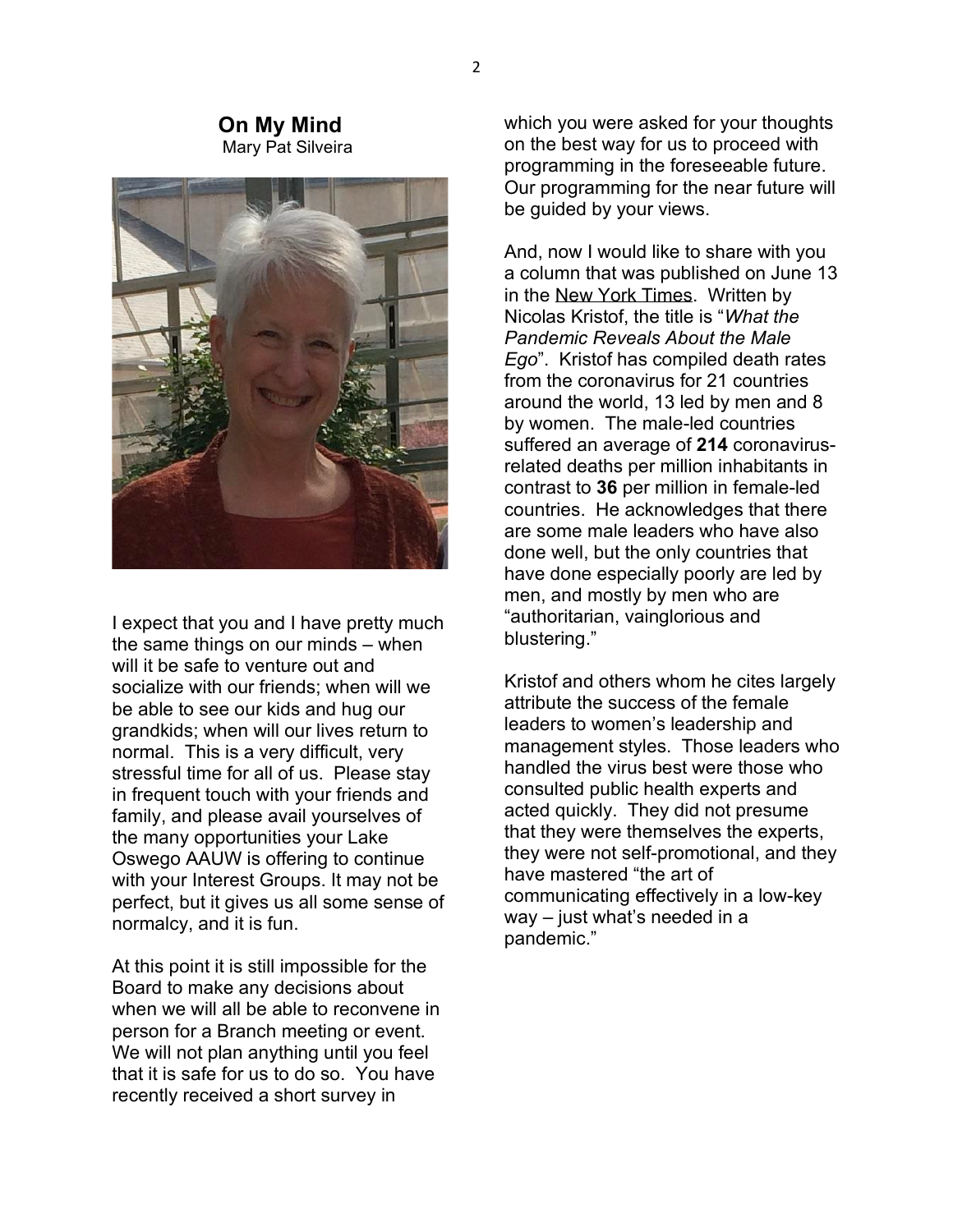## On My Mind

Mary Pat Silveira

I expect that you and I have pretty much the same things on our minds – when will it be safe to venture out and socialize with our friends; when will we be able to see our kids and hug our grandkids; when will our lives return to normal. This is a very difficult, very stressful time for all of us. Please stay in frequent touch with your friends and family, and please avail yourselves of the many opportunities your Lake Oswego AAUW is offering to continue with your Interest Groups. It may not be perfect, but it gives us all some sense of normalcy, and it is fun.

At this point it is still impossible for the Board to make any decisions about when we will all be able to reconvene in person for a Branch meeting or event. We will not plan anything until you feel that it is safe for us to do so. You have recently received a short survey in which you were asked for your thoughts on the best way for us to proceed with programming in the foreseeable future. Our programming for the near future will be guided by your views.

And, now I would like to share with you a column that was published on June 13 in the New York Times. Written by Nicolas Kristof, the title is "*What the Pandemic Reveals About the Male Ego*". Kristof has compiled death rates from the coronavirus for 21 countries around the world, 13 led by men and 8 by women. The male-led countries suffered an average of **214** coronavirus-related deaths per million inhabitants in contrast to **36** per million in female-led countries. He acknowledges that there are some male leaders who have also done well, but the only countries that have done especially poorly are led by men, and mostly by men who are "authoritarian, vainglorious and blustering."

Kristof and others whom he cites largely attribute the success of the female leaders to women's leadership and management styles. Those leaders who handled the virus best were those who consulted public health experts and acted quickly. They did not presume that they were themselves the experts, they were not self-promotional, and they have mastered "the art of communicating effectively in a low-key way – just what's needed in a pandemic."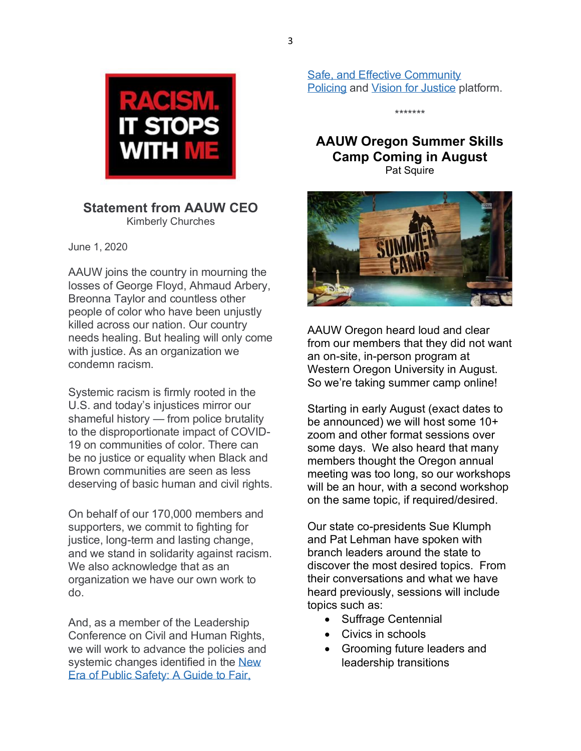RACISM. IT STOPS WITH ME

## Statement from AAUW CEO

Kimberly Churches

June 1, 2020

AAUW joins the country in mourning the losses of George Floyd, Ahmaud Arbery, Breonna Taylor and countless other people of color who have been unjustly killed across our nation. Our country needs healing. But healing will only come with justice. As an organization we condemn racism.

Systemic racism is firmly rooted in the U.S. and today's injustices mirror our shameful history — from police brutality to the disproportionate impact of COVID-19 on communities of color. There can be no justice or equality when Black and Brown communities are seen as less deserving of basic human and civil rights.

On behalf of our 170,000 members and supporters, we commit to fighting for justice, long-term and lasting change, and we stand in solidarity against racism. We also acknowledge that as an organization we have our own work to do.

And, as a member of the Leadership Conference on Civil and Human Rights, we will work to advance the policies and systemic changes identified in the New Era of Public Safety: A Guide to Fair, Safe, and Effective Community Policing and Vision for Justice platform.

*******

## AAUW Oregon Summer Skills Camp Coming in August

Pat Squire

AAUW Oregon heard loud and clear from our members that they did not want an on-site, in-person program at Western Oregon University in August. So we're taking summer camp online!

Starting in early August (exact dates to be announced) we will host some 10+ zoom and other format sessions over some days. We also heard that many members thought the Oregon annual meeting was too long, so our workshops will be an hour, with a second workshop on the same topic, if required/desired.

Our state co-presidents Sue Klumph and Pat Lehman have spoken with branch leaders around the state to discover the most desired topics. From their conversations and what we have heard previously, sessions will include topics such as:

- Suffrage Centennial
- Civics in schools
- Grooming future leaders and leadership transitions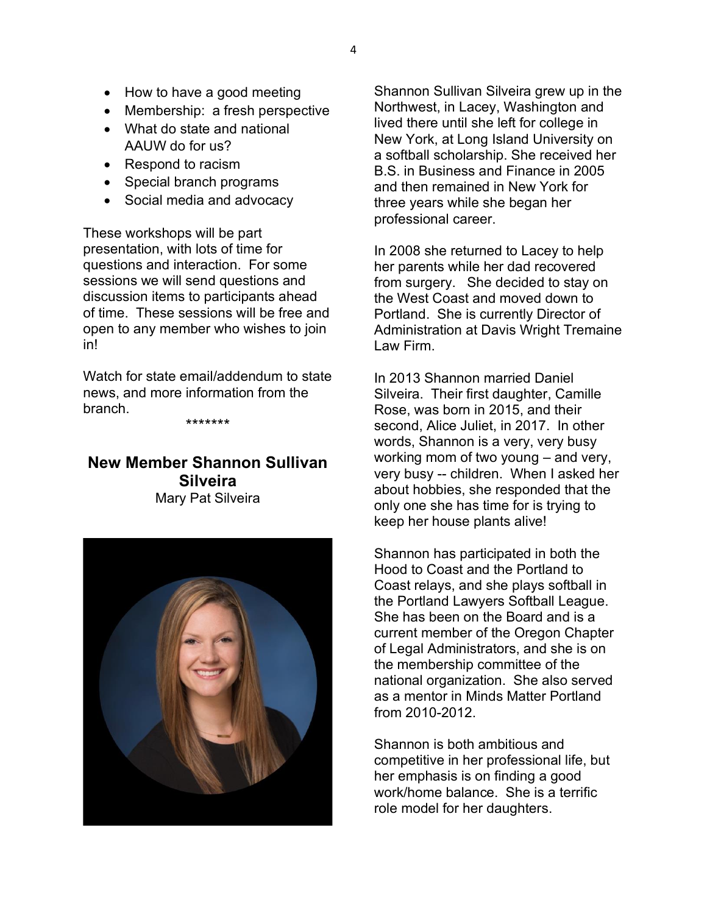- How to have a good meeting
- Membership: a fresh perspective
- What do state and national AAUW do for us?
- Respond to racism
- Special branch programs
- Social media and advocacy

These workshops will be part presentation, with lots of time for questions and interaction. For some sessions we will send questions and discussion items to participants ahead of time. These sessions will be free and open to any member who wishes to join in!

Watch for state email/addendum to state news, and more information from the branch.

*******

## New Member Shannon Sullivan Silveira

Mary Pat Silveira

Shannon Sullivan Silveira grew up in the Northwest, in Lacey, Washington and lived there until she left for college in New York, at Long Island University on a softball scholarship. She received her B.S. in Business and Finance in 2005 and then remained in New York for three years while she began her professional career.

In 2008 she returned to Lacey to help her parents while her dad recovered from surgery. She decided to stay on the West Coast and moved down to Portland. She is currently Director of Administration at Davis Wright Tremaine Law Firm.

In 2013 Shannon married Daniel Silveira. Their first daughter, Camille Rose, was born in 2015, and their second, Alice Juliet, in 2017. In other words, Shannon is a very, very busy working mom of two young – and very, very busy -- children. When I asked her about hobbies, she responded that the only one she has time for is trying to keep her house plants alive!

Shannon has participated in both the Hood to Coast and the Portland to Coast relays, and she plays softball in the Portland Lawyers Softball League. She has been on the Board and is a current member of the Oregon Chapter of Legal Administrators, and she is on the membership committee of the national organization. She also served as a mentor in Minds Matter Portland from 2010-2012.

Shannon is both ambitious and competitive in her professional life, but her emphasis is on finding a good work/home balance. She is a terrific role model for her daughters.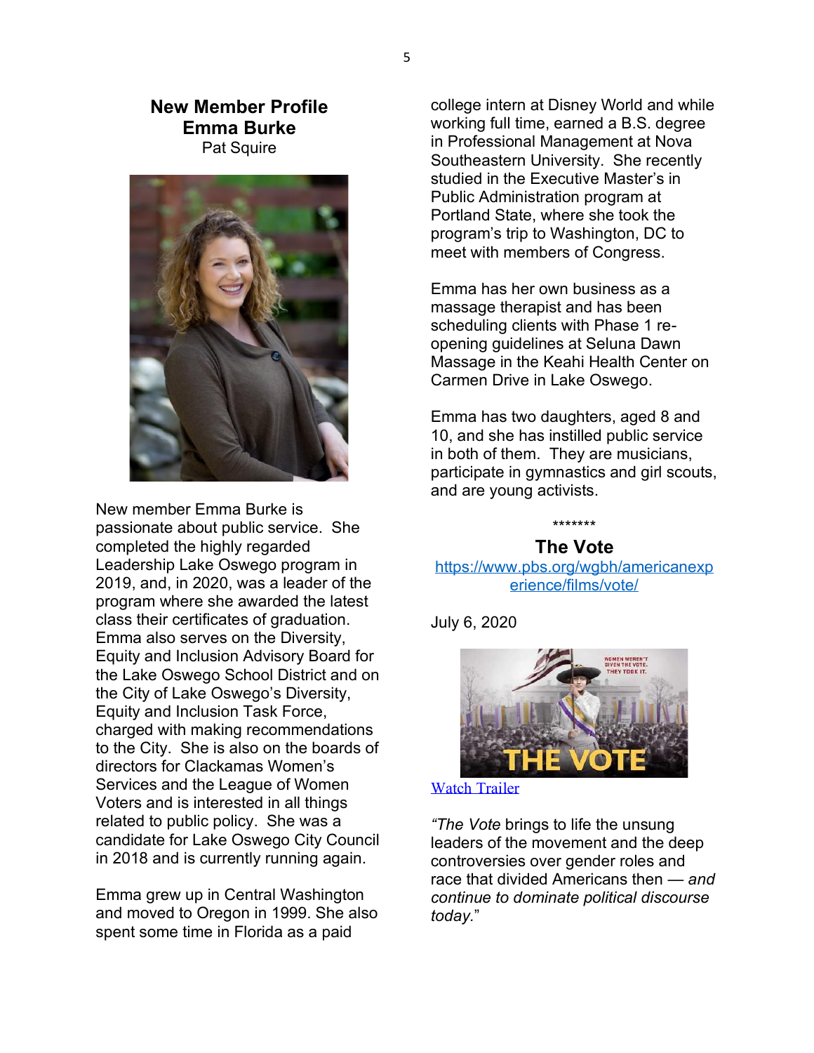## New Member Profile
## Emma Burke

Pat Squire

New member Emma Burke is passionate about public service. She completed the highly regarded Leadership Lake Oswego program in 2019, and, in 2020, was a leader of the program where she awarded the latest class their certificates of graduation. Emma also serves on the Diversity, Equity and Inclusion Advisory Board for the Lake Oswego School District and on the City of Lake Oswego's Diversity, Equity and Inclusion Task Force, charged with making recommendations to the City. She is also on the boards of directors for Clackamas Women's Services and the League of Women Voters and is interested in all things related to public policy. She was a candidate for Lake Oswego City Council in 2018 and is currently running again.

Emma grew up in Central Washington and moved to Oregon in 1999. She also spent some time in Florida as a paid college intern at Disney World and while working full time, earned a B.S. degree in Professional Management at Nova Southeastern University. She recently studied in the Executive Master's in Public Administration program at Portland State, where she took the program's trip to Washington, DC to meet with members of Congress.

Emma has her own business as a massage therapist and has been scheduling clients with Phase 1 re-opening guidelines at Seluna Dawn Massage in the Keahi Health Center on Carmen Drive in Lake Oswego.

Emma has two daughters, aged 8 and 10, and she has instilled public service in both of them. They are musicians, participate in gymnastics and girl scouts, and are young activists.

*******

## The Vote

https://www.pbs.org/wgbh/americanexperience/films/vote/

July 6, 2020

Watch Trailer

*"The Vote* brings to life the unsung leaders of the movement and the deep controversies over gender roles and race that divided Americans then — *and continue to dominate political discourse today.*"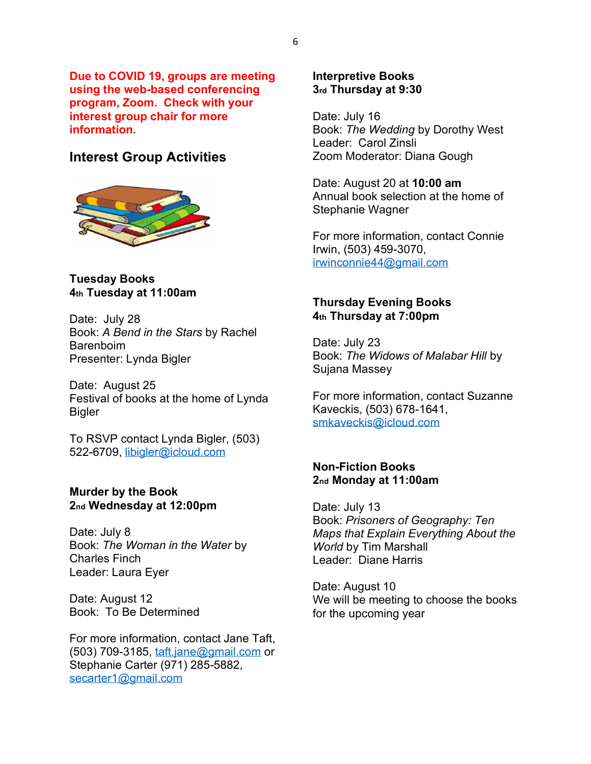**Due to COVID 19, groups are meeting using the web-based conferencing program, Zoom. Check with your interest group chair for more information.**

## Interest Group Activities

**Tuesday Books**
**4th Tuesday at 11:00am**

Date: July 28
Book: *A Bend in the Stars* by Rachel Barenboim
Presenter: Lynda Bigler

Date: August 25
Festival of books at the home of Lynda Bigler

To RSVP contact Lynda Bigler, (503) 522-6709, libigler@icloud.com

**Murder by the Book**
**2nd Wednesday at 12:00pm**

Date: July 8
Book: *The Woman in the Water* by Charles Finch
Leader: Laura Eyer

Date: August 12
Book: To Be Determined

For more information, contact Jane Taft, (503) 709-3185, taft.jane@gmail.com or Stephanie Carter (971) 285-5882, secarter1@gmail.com

**Interpretive Books**
**3rd Thursday at 9:30**

Date: July 16
Book: *The Wedding* by Dorothy West
Leader: Carol Zinsli
Zoom Moderator: Diana Gough

Date: August 20 at **10:00 am**
Annual book selection at the home of Stephanie Wagner

For more information, contact Connie Irwin, (503) 459-3070, irwinconnie44@gmail.com

**Thursday Evening Books**
**4th Thursday at 7:00pm**

Date: July 23
Book: *The Widows of Malabar Hill* by Sujana Massey

For more information, contact Suzanne Kaveckis, (503) 678-1641, smkaveckis@icloud.com

**Non-Fiction Books**
**2nd Monday at 11:00am**

Date: July 13
Book: *Prisoners of Geography: Ten Maps that Explain Everything About the World* by Tim Marshall
Leader: Diane Harris

Date: August 10
We will be meeting to choose the books for the upcoming year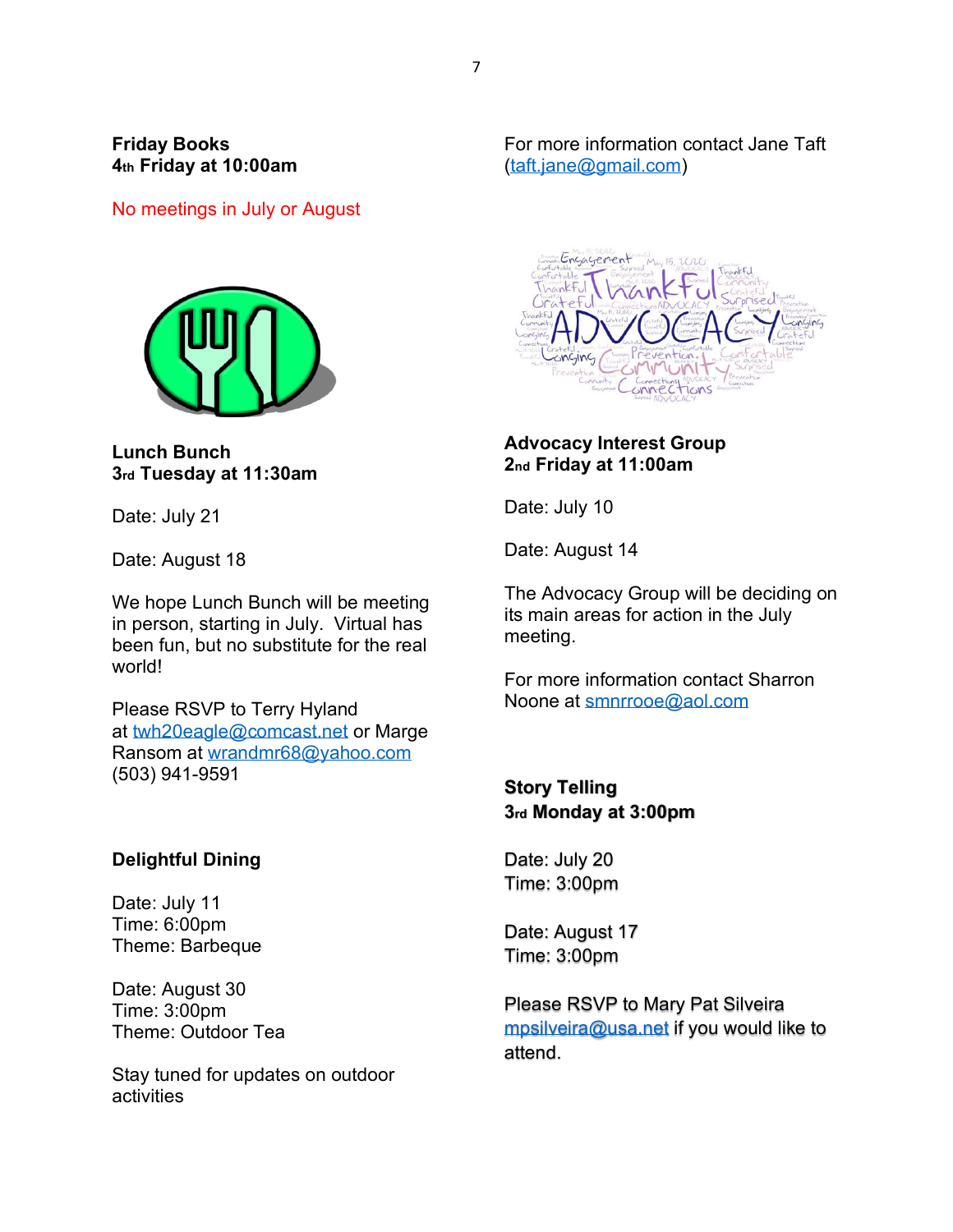**Friday Books**
**4th Friday at 10:00am**

No meetings in July or August

For more information contact Jane Taft (taft.jane@gmail.com)

**Lunch Bunch**
**3rd Tuesday at 11:30am**

Date: July 21

Date: August 18

We hope Lunch Bunch will be meeting in person, starting in July. Virtual has been fun, but no substitute for the real world!

Please RSVP to Terry Hyland at twh20eagle@comcast.net or Marge Ransom at wrandmr68@yahoo.com (503) 941-9591

**Delightful Dining**

Date: July 11
Time: 6:00pm
Theme: Barbeque

Date: August 30
Time: 3:00pm
Theme: Outdoor Tea

Stay tuned for updates on outdoor activities

**Advocacy Interest Group**
**2nd Friday at 11:00am**

Date: July 10

Date: August 14

The Advocacy Group will be deciding on its main areas for action in the July meeting.

For more information contact Sharron Noone at smnrrooe@aol.com

**Story Telling**
**3rd Monday at 3:00pm**

Date: July 20
Time: 3:00pm

Date: August 17
Time: 3:00pm

Please RSVP to Mary Pat Silveira mpsilveira@usa.net if you would like to attend.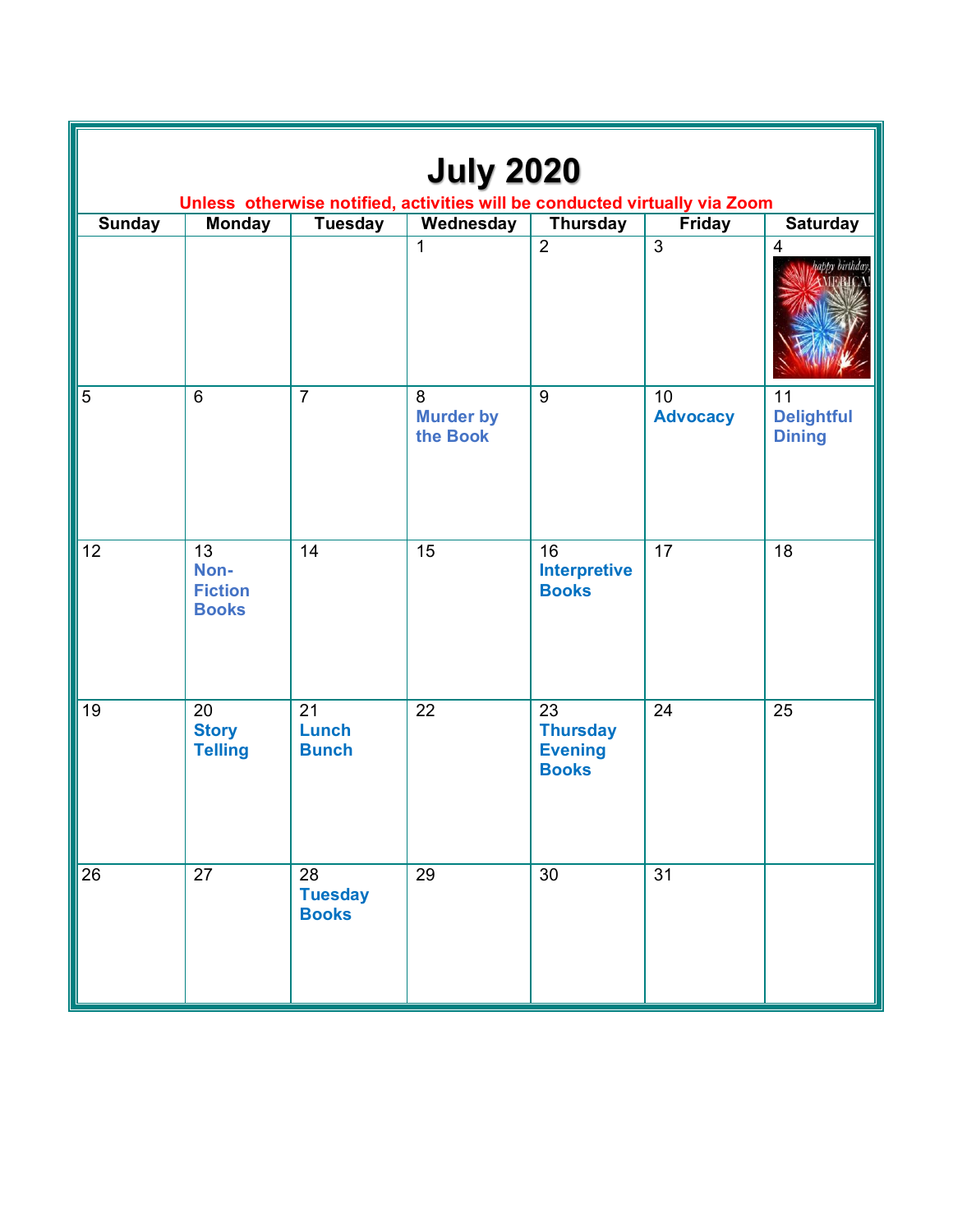# July 2020

**Unless otherwise notified, activities will be conducted virtually via Zoom**

| Sunday | Monday | Tuesday | Wednesday | Thursday | Friday | Saturday |
|---|---|---|---|---|---|---|
| | | | 1 | 2 | 3 | 4 |
| 5 | 6 | 7 | 8 **Murder by the Book** | 9 | 10 **Advocacy** | 11 **Delightful Dining** |
| 12 | 13 **Non-Fiction Books** | 14 | 15 | 16 **Interpretive Books** | 17 | 18 |
| 19 | 20 **Story Telling** | 21 **Lunch Bunch** | 22 | 23 **Thursday Evening Books** | 24 | 25 |
| 26 | 27 | 28 **Tuesday Books** | 29 | 30 | 31 | |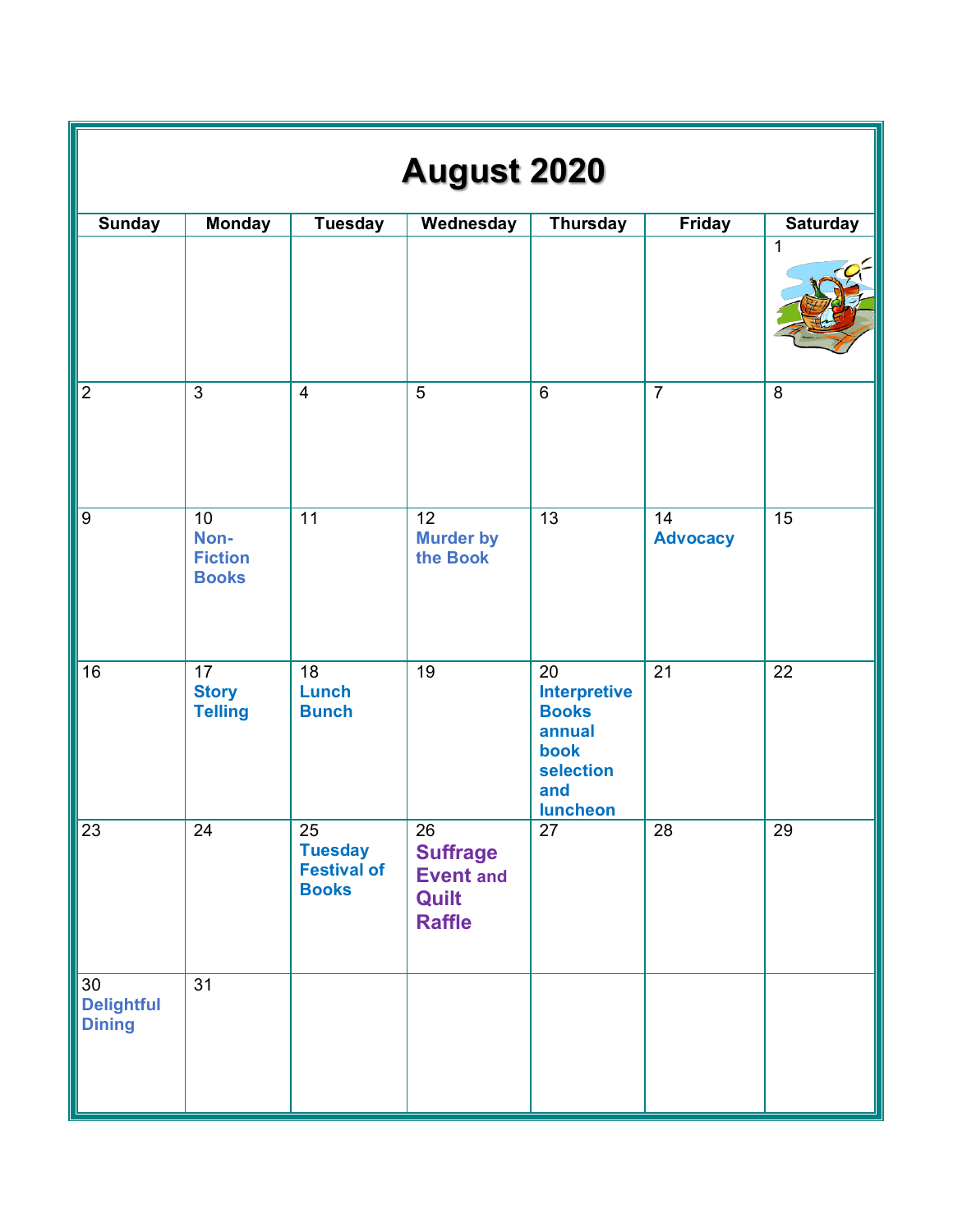# August 2020

| Sunday | Monday | Tuesday | Wednesday | Thursday | Friday | Saturday |
|---|---|---|---|---|---|---|
| | | | | | | 1 |
| 2 | 3 | 4 | 5 | 6 | 7 | 8 |
| 9 | 10 **Non-Fiction Books** | 11 | 12 **Murder by the Book** | 13 | 14 **Advocacy** | 15 |
| 16 | 17 **Story Telling** | 18 **Lunch Bunch** | 19 | 20 **Interpretive Books annual book selection and luncheon** | 21 | 22 |
| 23 | 24 | 25 **Tuesday Festival of Books** | 26 **Suffrage Event and Quilt Raffle** | 27 | 28 | 29 |
| 30 **Delightful Dining** | 31 | | | | | |